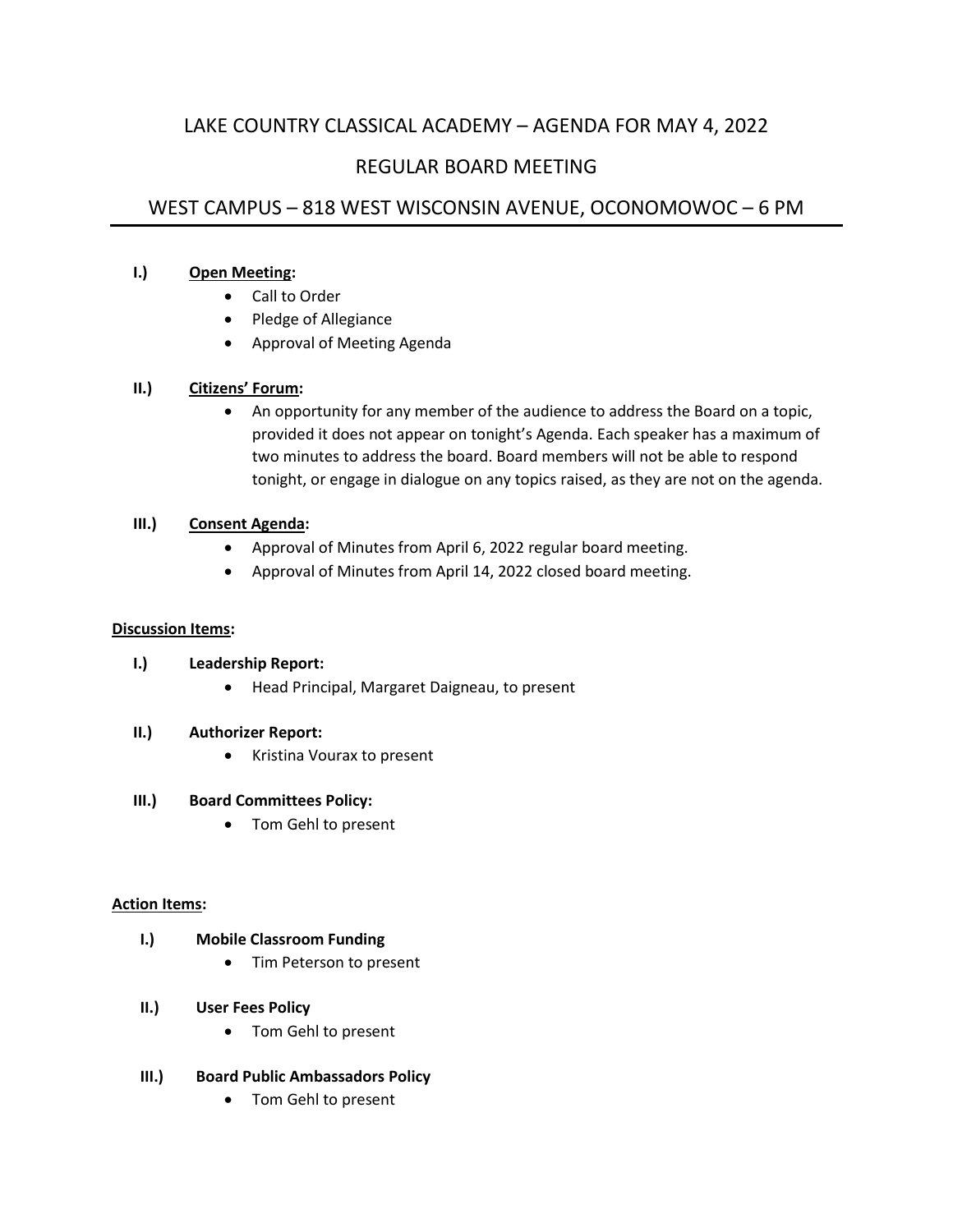# LAKE COUNTRY CLASSICAL ACADEMY – AGENDA FOR MAY 4, 2022

## REGULAR BOARD MEETING

## WEST CAMPUS – 818 WEST WISCONSIN AVENUE, OCONOMOWOC – 6 PM

---

**I.) Open Meeting:**

- Call to Order
- Pledge of Allegiance
- Approval of Meeting Agenda

**II.) Citizens' Forum:**

- An opportunity for any member of the audience to address the Board on a topic, provided it does not appear on tonight's Agenda. Each speaker has a maximum of two minutes to address the board. Board members will not be able to respond tonight, or engage in dialogue on any topics raised, as they are not on the agenda.

**III.) Consent Agenda:**

- Approval of Minutes from April 6, 2022 regular board meeting.
- Approval of Minutes from April 14, 2022 closed board meeting.

**Discussion Items:**

**I.) Leadership Report:**

- Head Principal, Margaret Daigneau, to present

**II.) Authorizer Report:**

- Kristina Vourax to present

**III.) Board Committees Policy:**

- Tom Gehl to present

**Action Items:**

**I.) Mobile Classroom Funding**

- Tim Peterson to present

**II.) User Fees Policy**

- Tom Gehl to present

**III.) Board Public Ambassadors Policy**

- Tom Gehl to present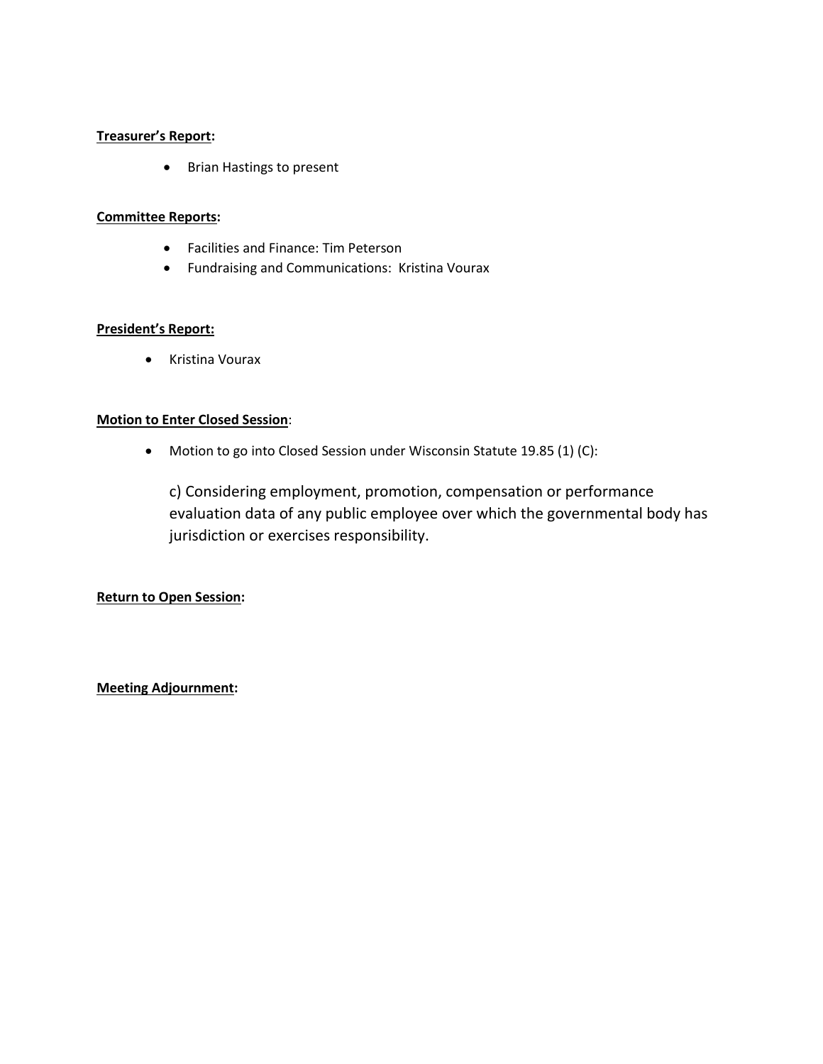**<u>Treasurer's Report</u>:**

- Brian Hastings to present

**<u>Committee Reports</u>:**

- Facilities and Finance: Tim Peterson
- Fundraising and Communications:  Kristina Vourax

**<u>President's Report:</u>**

- Kristina Vourax

**<u>Motion to Enter Closed Session</u>**:

- Motion to go into Closed Session under Wisconsin Statute 19.85 (1) (C):

  c) Considering employment, promotion, compensation or performance evaluation data of any public employee over which the governmental body has jurisdiction or exercises responsibility.

**<u>Return to Open Session</u>:**

**<u>Meeting Adjournment</u>:**